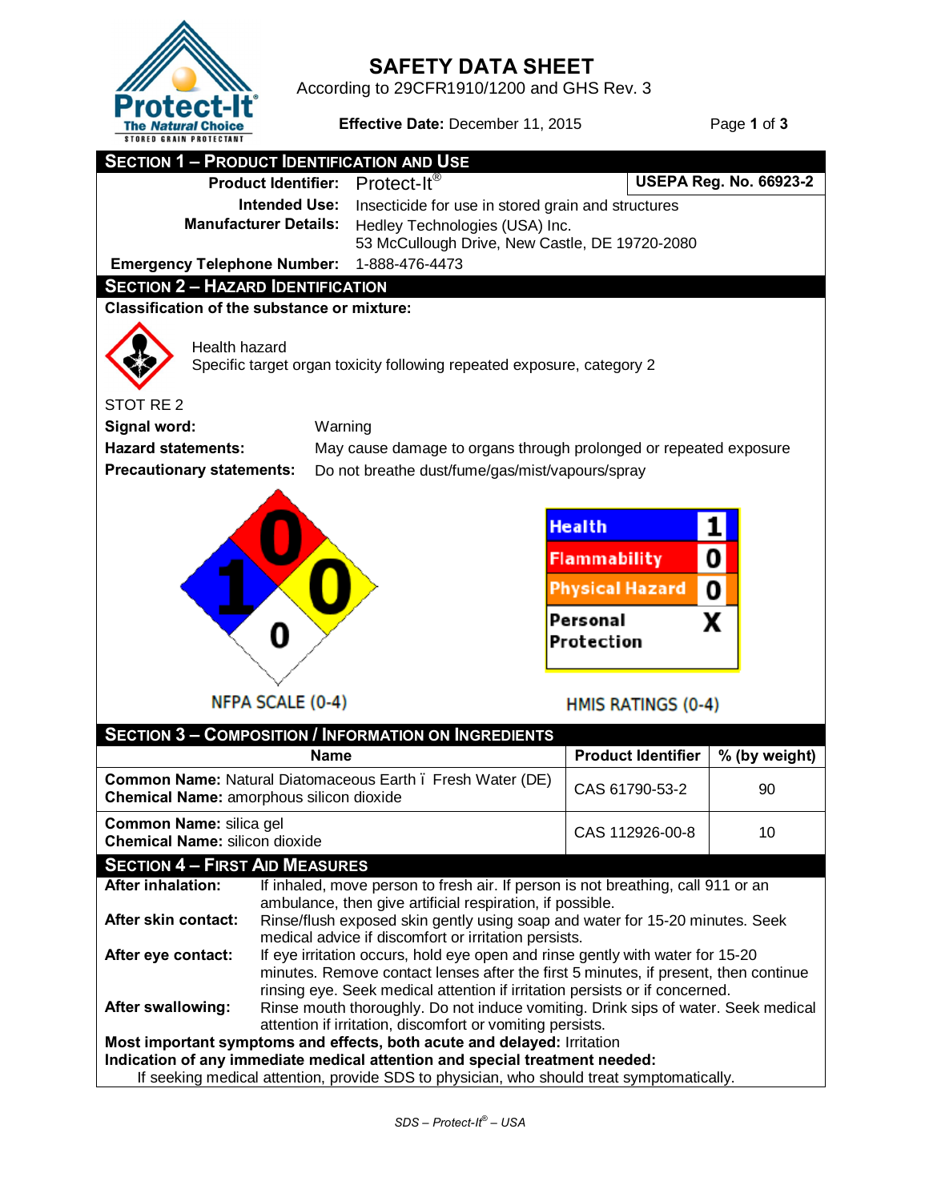# SAFETY DATA SHEET

According to 29CFR1910/1200 and GHS Rev. 3

**Effective Date:** December 11, 2015

## SECTION 1 – PRODUCT IDENTIFICATION AND USE

**Product Identifier:** Protect-It® | **USEPA Reg. No. 66923-2**

**Intended Use:** Insecticide for use in stored grain and structures

**Manufacturer Details:** Hedley Technologies (USA) Inc.
53 McCullough Drive, New Castle, DE 19720-2080

**Emergency Telephone Number:** 1-888-476-4473

## SECTION 2 – HAZARD IDENTIFICATION

**Classification of the substance or mixture:**

Health hazard
Specific target organ toxicity following repeated exposure, category 2

STOT RE 2

**Signal word:** Warning

**Hazard statements:** May cause damage to organs through prolonged or repeated exposure

**Precautionary statements:** Do not breathe dust/fume/gas/mist/vapours/spray

NFPA SCALE (0-4): Health 1, Flammability 0, Instability 0, Special 0

HMIS RATINGS (0-4)

| | |
|---|---|
| Health | 1 |
| Flammability | 0 |
| Physical Hazard | 0 |
| Personal Protection | X |

## SECTION 3 – COMPOSITION / INFORMATION ON INGREDIENTS

| Name | Product Identifier | % (by weight) |
|---|---|---|
| **Common Name:** Natural Diatomaceous Earth ï Fresh Water (DE) **Chemical Name:** amorphous silicon dioxide | CAS 61790-53-2 | 90 |
| **Common Name:** silica gel **Chemical Name:** silicon dioxide | CAS 112926-00-8 | 10 |

## SECTION 4 – FIRST AID MEASURES

**After inhalation:** If inhaled, move person to fresh air. If person is not breathing, call 911 or an ambulance, then give artificial respiration, if possible.

**After skin contact:** Rinse/flush exposed skin gently using soap and water for 15-20 minutes. Seek medical advice if discomfort or irritation persists.

**After eye contact:** If eye irritation occurs, hold eye open and rinse gently with water for 15-20 minutes. Remove contact lenses after the first 5 minutes, if present, then continue rinsing eye. Seek medical attention if irritation persists or if concerned.

**After swallowing:** Rinse mouth thoroughly. Do not induce vomiting. Drink sips of water. Seek medical attention if irritation, discomfort or vomiting persists.

**Most important symptoms and effects, both acute and delayed:** Irritation

**Indication of any immediate medical attention and special treatment needed:**
If seeking medical attention, provide SDS to physician, who should treat symptomatically.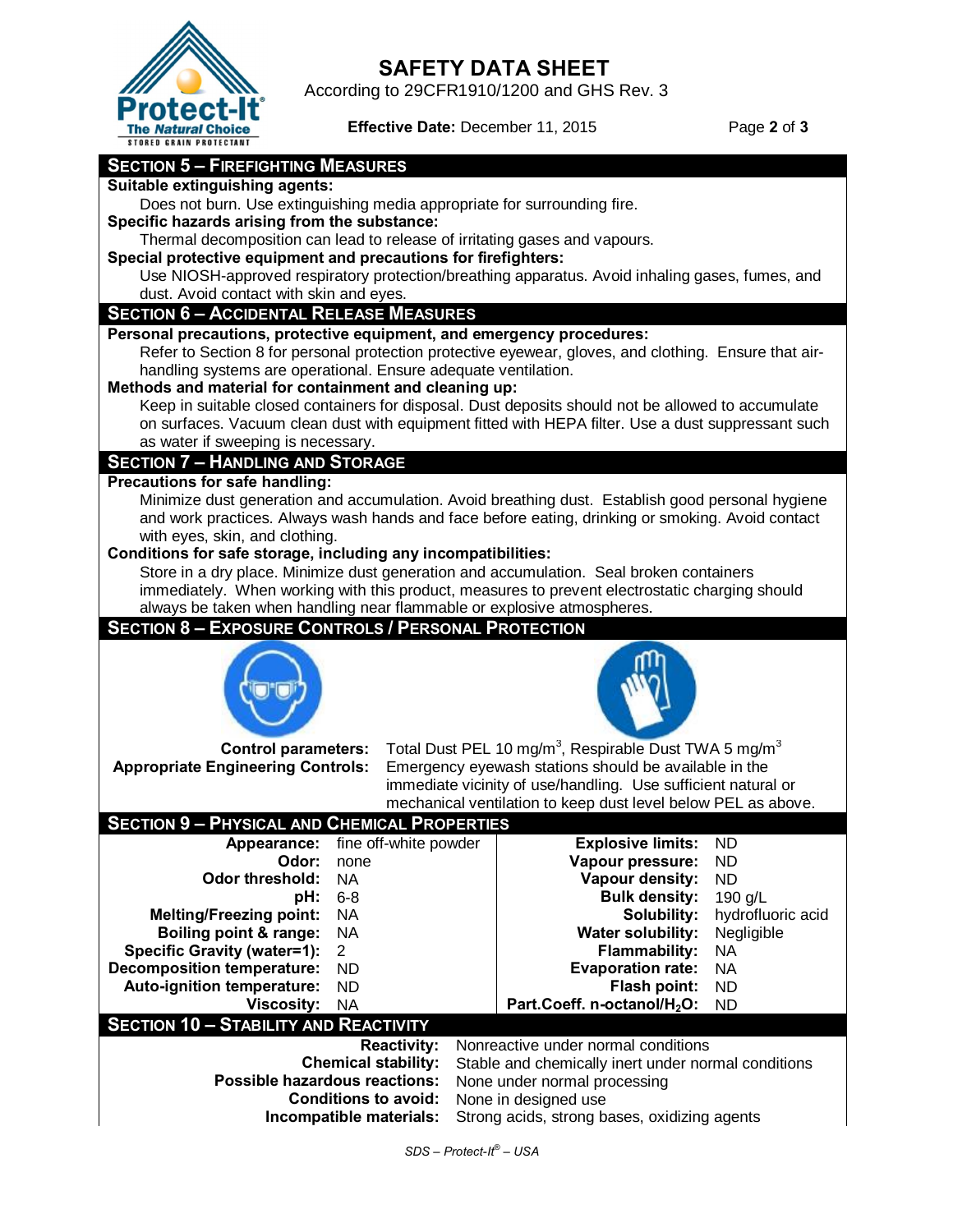## SECTION 5 – FIREFIGHTING MEASURES

**Suitable extinguishing agents:**

Does not burn. Use extinguishing media appropriate for surrounding fire.

**Specific hazards arising from the substance:**

Thermal decomposition can lead to release of irritating gases and vapours.

**Special protective equipment and precautions for firefighters:**

Use NIOSH-approved respiratory protection/breathing apparatus. Avoid inhaling gases, fumes, and dust. Avoid contact with skin and eyes.

## SECTION 6 – ACCIDENTAL RELEASE MEASURES

**Personal precautions, protective equipment, and emergency procedures:**

Refer to Section 8 for personal protection protective eyewear, gloves, and clothing. Ensure that air-handling systems are operational. Ensure adequate ventilation.

**Methods and material for containment and cleaning up:**

Keep in suitable closed containers for disposal. Dust deposits should not be allowed to accumulate on surfaces. Vacuum clean dust with equipment fitted with HEPA filter. Use a dust suppressant such as water if sweeping is necessary.

## SECTION 7 – HANDLING AND STORAGE

**Precautions for safe handling:**

Minimize dust generation and accumulation. Avoid breathing dust. Establish good personal hygiene and work practices. Always wash hands and face before eating, drinking or smoking. Avoid contact with eyes, skin, and clothing.

**Conditions for safe storage, including any incompatibilities:**

Store in a dry place. Minimize dust generation and accumulation. Seal broken containers immediately. When working with this product, measures to prevent electrostatic charging should always be taken when handling near flammable or explosive atmospheres.

## SECTION 8 – EXPOSURE CONTROLS / PERSONAL PROTECTION

**Control parameters:** Total Dust PEL 10 mg/m$^3$, Respirable Dust TWA 5 mg/m$^3$

**Appropriate Engineering Controls:** Emergency eyewash stations should be available in the immediate vicinity of use/handling. Use sufficient natural or mechanical ventilation to keep dust level below PEL as above.

## SECTION 9 – PHYSICAL AND CHEMICAL PROPERTIES

| Property | Value | Property | Value |
|---|---|---|---|
| Appearance: | fine off-white powder | Explosive limits: | ND |
| Odor: | none | Vapour pressure: | ND |
| Odor threshold: | NA | Vapour density: | ND |
| pH: | 6-8 | Bulk density: | 190 g/L |
| Melting/Freezing point: | NA | Solubility: | hydrofluoric acid |
| Boiling point & range: | NA | Water solubility: | Negligible |
| Specific Gravity (water=1): | 2 | Flammability: | NA |
| Decomposition temperature: | ND | Evaporation rate: | NA |
| Auto-ignition temperature: | ND | Flash point: | ND |
| Viscosity: | NA | Part.Coeff. n-octanol/$H_2O$: | ND |

## SECTION 10 – STABILITY AND REACTIVITY

**Reactivity:** Nonreactive under normal conditions

**Chemical stability:** Stable and chemically inert under normal conditions

**Possible hazardous reactions:** None under normal processing

**Conditions to avoid:** None in designed use

**Incompatible materials:** Strong acids, strong bases, oxidizing agents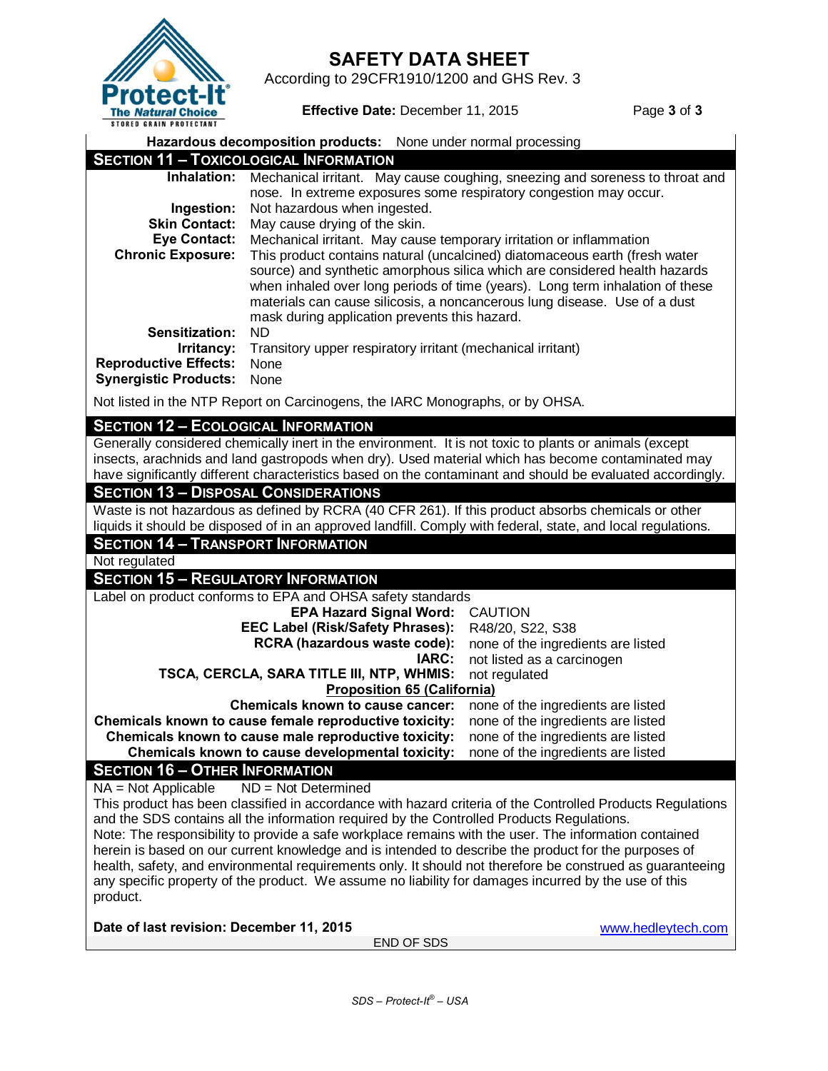**Hazardous decomposition products:** None under normal processing

## SECTION 11 – TOXICOLOGICAL INFORMATION

| | |
|---|---|
| **Inhalation:** | Mechanical irritant. May cause coughing, sneezing and soreness to throat and nose. In extreme exposures some respiratory congestion may occur. |
| **Ingestion:** | Not hazardous when ingested. |
| **Skin Contact:** | May cause drying of the skin. |
| **Eye Contact:** | Mechanical irritant. May cause temporary irritation or inflammation |
| **Chronic Exposure:** | This product contains natural (uncalcined) diatomaceous earth (fresh water source) and synthetic amorphous silica which are considered health hazards when inhaled over long periods of time (years). Long term inhalation of these materials can cause silicosis, a noncancerous lung disease. Use of a dust mask during application prevents this hazard. |
| **Sensitization:** | ND |
| **Irritancy:** | Transitory upper respiratory irritant (mechanical irritant) |
| **Reproductive Effects:** | None |
| **Synergistic Products:** | None |

Not listed in the NTP Report on Carcinogens, the IARC Monographs, or by OHSA.

## SECTION 12 – ECOLOGICAL INFORMATION

Generally considered chemically inert in the environment. It is not toxic to plants or animals (except insects, arachnids and land gastropods when dry). Used material which has become contaminated may have significantly different characteristics based on the contaminant and should be evaluated accordingly.

## SECTION 13 – DISPOSAL CONSIDERATIONS

Waste is not hazardous as defined by RCRA (40 CFR 261). If this product absorbs chemicals or other liquids it should be disposed of in an approved landfill. Comply with federal, state, and local regulations.

## SECTION 14 – TRANSPORT INFORMATION

Not regulated

## SECTION 15 – REGULATORY INFORMATION

Label on product conforms to EPA and OHSA safety standards

| | |
|---|---|
| **EPA Hazard Signal Word:** | CAUTION |
| **EEC Label (Risk/Safety Phrases):** | R48/20, S22, S38 |
| **RCRA (hazardous waste code):** | none of the ingredients are listed |
| **IARC:** | not listed as a carcinogen |
| **TSCA, CERCLA, SARA TITLE III, NTP, WHMIS:** | not regulated |

**Proposition 65 (California)**

| | |
|---|---|
| **Chemicals known to cause cancer:** | none of the ingredients are listed |
| **Chemicals known to cause female reproductive toxicity:** | none of the ingredients are listed |
| **Chemicals known to cause male reproductive toxicity:** | none of the ingredients are listed |
| **Chemicals known to cause developmental toxicity:** | none of the ingredients are listed |

## SECTION 16 – OTHER INFORMATION

NA = Not Applicable    ND = Not Determined

This product has been classified in accordance with hazard criteria of the Controlled Products Regulations and the SDS contains all the information required by the Controlled Products Regulations.

Note: The responsibility to provide a safe workplace remains with the user. The information contained herein is based on our current knowledge and is intended to describe the product for the purposes of health, safety, and environmental requirements only. It should not therefore be construed as guaranteeing any specific property of the product. We assume no liability for damages incurred by the use of this product.

**Date of last revision: December 11, 2015**    www.hedleytech.com

END OF SDS